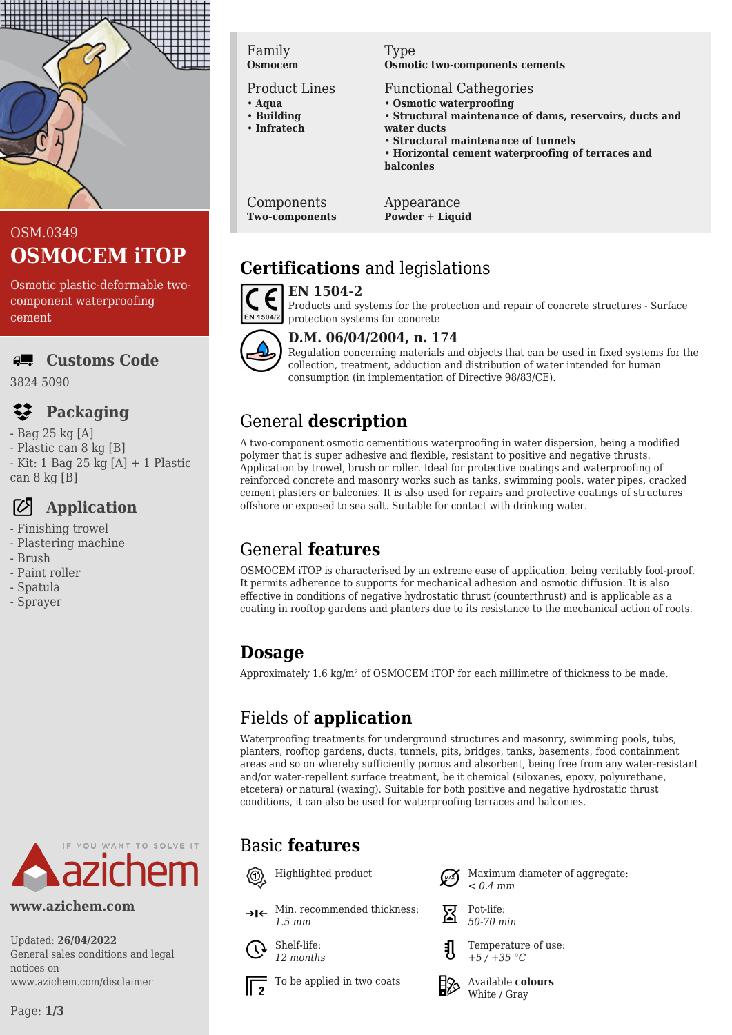OSM.0349

# OSMOCEM iTOP

Osmotic plastic-deformable two-component waterproofing cement

## Customs Code

3824 5090

## Packaging

- Bag 25 kg [A]
- Plastic can 8 kg [B]
- Kit: 1 Bag 25 kg [A] + 1 Plastic can 8 kg [B]

## Application

- Finishing trowel
- Plastering machine
- Brush
- Paint roller
- Spatula
- Sprayer

www.azichem.com

Updated: **26/04/2022**
General sales conditions and legal notices on www.azichem.com/disclaimer

| Family | Type |
|---|---|
| **Osmocem** | **Osmotic two-components cements** |

**Product Lines**
- **Aqua**
- **Building**
- **Infratech**

**Functional Cathegories**
- **Osmotic waterproofing**
- **Structural maintenance of dams, reservoirs, ducts and water ducts**
- **Structural maintenance of tunnels**
- **Horizontal cement waterproofing of terraces and balconies**

| Components | Appearance |
|---|---|
| **Two-components** | **Powder + Liquid** |

## Certifications and legislations

### EN 1504-2

Products and systems for the protection and repair of concrete structures - Surface protection systems for concrete

### D.M. 06/04/2004, n. 174

Regulation concerning materials and objects that can be used in fixed systems for the collection, treatment, adduction and distribution of water intended for human consumption (in implementation of Directive 98/83/CE).

## General description

A two-component osmotic cementitious waterproofing in water dispersion, being a modified polymer that is super adhesive and flexible, resistant to positive and negative thrusts. Application by trowel, brush or roller. Ideal for protective coatings and waterproofing of reinforced concrete and masonry works such as tanks, swimming pools, water pipes, cracked cement plasters or balconies. It is also used for repairs and protective coatings of structures offshore or exposed to sea salt. Suitable for contact with drinking water.

## General features

OSMOCEM iTOP is characterised by an extreme ease of application, being veritably fool-proof. It permits adherence to supports for mechanical adhesion and osmotic diffusion. It is also effective in conditions of negative hydrostatic thrust (counterthrust) and is applicable as a coating in rooftop gardens and planters due to its resistance to the mechanical action of roots.

## Dosage

Approximately 1.6 kg/m² of OSMOCEM iTOP for each millimetre of thickness to be made.

## Fields of application

Waterproofing treatments for underground structures and masonry, swimming pools, tubs, planters, rooftop gardens, ducts, tunnels, pits, bridges, tanks, basements, food containment areas and so on whereby sufficiently porous and absorbent, being free from any water-resistant and/or water-repellent surface treatment, be it chemical (siloxanes, epoxy, polyurethane, etcetera) or natural (waxing). Suitable for both positive and negative hydrostatic thrust conditions, it can also be used for waterproofing terraces and balconies.

## Basic features

- Highlighted product
- Maximum diameter of aggregate: *< 0.4 mm*
- Min. recommended thickness: *1.5 mm*
- Pot-life: *50-70 min*
- Shelf-life: *12 months*
- Temperature of use: *+5 / +35 °C*
- To be applied in two coats
- Available **colours**: White / Gray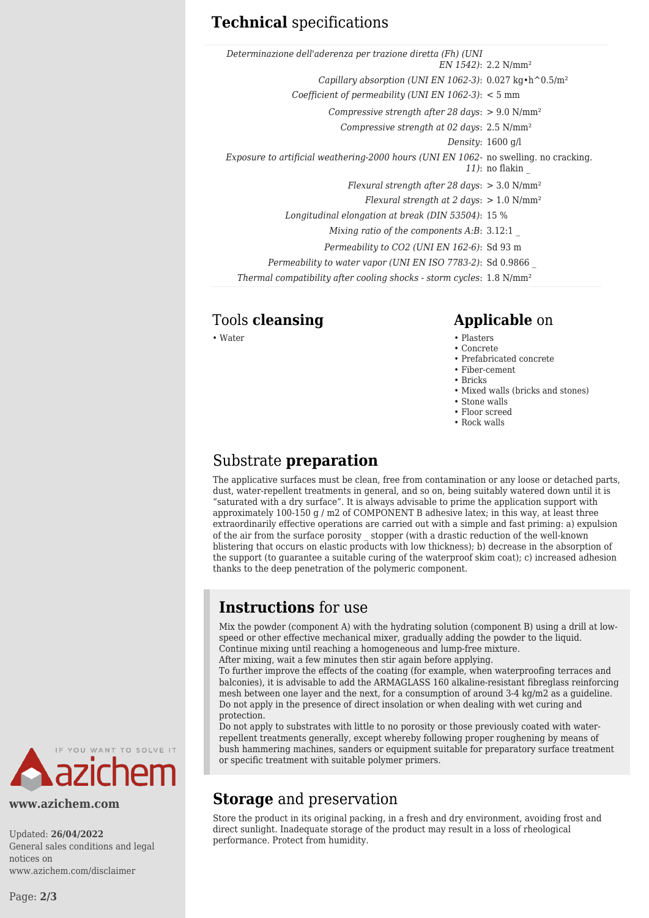## **Technical** specifications

| | |
|---|---|
| *Determinazione dell'aderenza per trazione diretta (Fh) (UNI EN 1542)*: | 2.2 N/mm² |
| *Capillary absorption (UNI EN 1062-3)*: | 0.027 kg•h^0.5/m² |
| *Coefficient of permeability (UNI EN 1062-3)*: | < 5 mm |
| *Compressive strength after 28 days*: | > 9.0 N/mm² |
| *Compressive strength at 02 days*: | 2.5 N/mm² |
| *Density*: | 1600 g/l |
| *Exposure to artificial weathering-2000 hours (UNI EN 1062-11)*: | no swelling. no cracking. no flakin _ |
| *Flexural strength after 28 days*: | > 3.0 N/mm² |
| *Flexural strength at 2 days*: | > 1.0 N/mm² |
| *Longitudinal elongation at break (DIN 53504)*: | 15 % |
| *Mixing ratio of the components A:B*: | 3.12:1 _ |
| *Permeability to CO2 (UNI EN 162-6)*: | Sd 93 m |
| *Permeability to water vapor (UNI EN ISO 7783-2)*: | Sd 0.9866 _ |
| *Thermal compatibility after cooling shocks - storm cycles*: | 1.8 N/mm² |

## Tools **cleansing**

- Water

## **Applicable** on

- Plasters
- Concrete
- Prefabricated concrete
- Fiber-cement
- Bricks
- Mixed walls (bricks and stones)
- Stone walls
- Floor screed
- Rock walls

## Substrate **preparation**

The applicative surfaces must be clean, free from contamination or any loose or detached parts, dust, water-repellent treatments in general, and so on, being suitably watered down until it is "saturated with a dry surface". It is always advisable to prime the application support with approximately 100-150 g / m2 of COMPONENT B adhesive latex; in this way, at least three extraordinarily effective operations are carried out with a simple and fast priming: a) expulsion of the air from the surface porosity _ stopper (with a drastic reduction of the well-known blistering that occurs on elastic products with low thickness); b) decrease in the absorption of the support (to guarantee a suitable curing of the waterproof skim coat); c) increased adhesion thanks to the deep penetration of the polymeric component.

## **Instructions** for use

Mix the powder (component A) with the hydrating solution (component B) using a drill at low-speed or other effective mechanical mixer, gradually adding the powder to the liquid. Continue mixing until reaching a homogeneous and lump-free mixture.
After mixing, wait a few minutes then stir again before applying.
To further improve the effects of the coating (for example, when waterproofing terraces and balconies), it is advisable to add the ARMAGLASS 160 alkaline-resistant fibreglass reinforcing mesh between one layer and the next, for a consumption of around 3-4 kg/m2 as a guideline.
Do not apply in the presence of direct insolation or when dealing with wet curing and protection.
Do not apply to substrates with little to no porosity or those previously coated with water-repellent treatments generally, except whereby following proper roughening by means of bush hammering machines, sanders or equipment suitable for preparatory surface treatment or specific treatment with suitable polymer primers.

## **Storage** and preservation

Store the product in its original packing, in a fresh and dry environment, avoiding frost and direct sunlight. Inadequate storage of the product may result in a loss of rheological performance. Protect from humidity.

IF YOU WANT TO SOLVE IT azichem

**www.azichem.com**

Updated: **26/04/2022**
General sales conditions and legal notices on www.azichem.com/disclaimer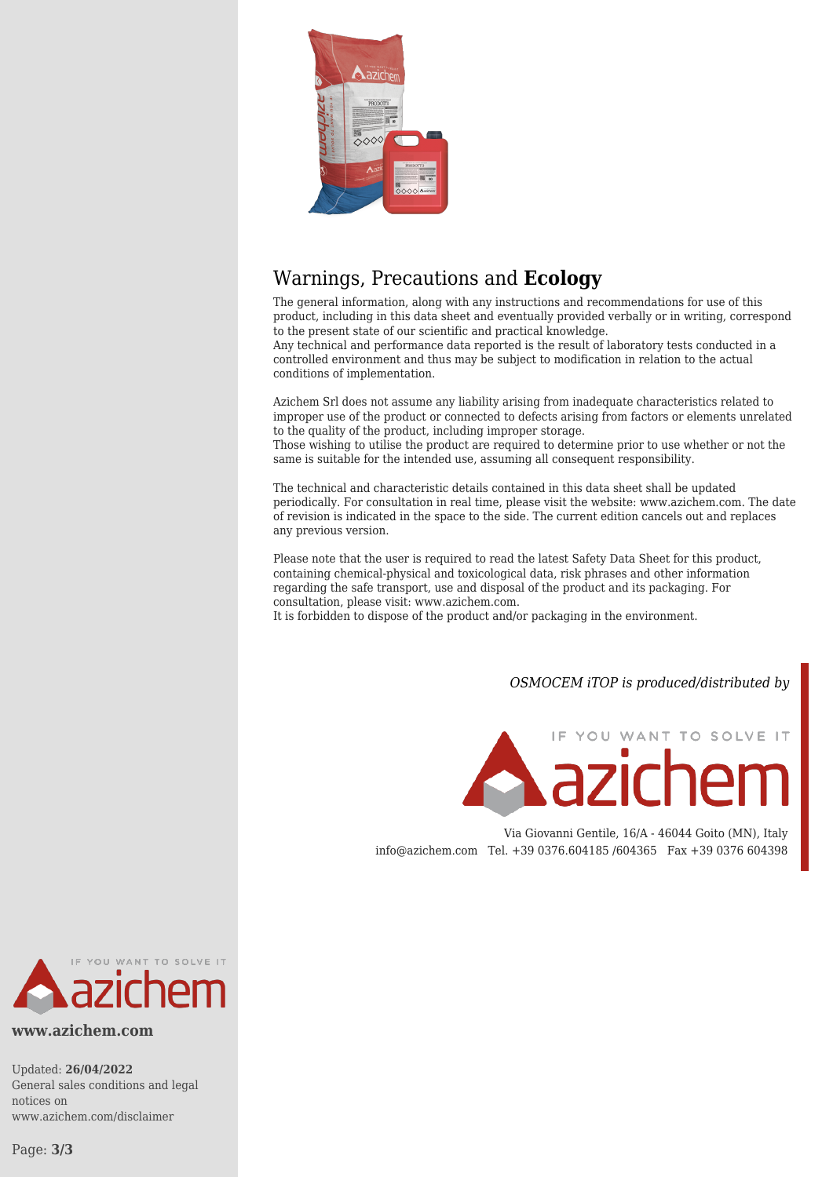## Warnings, Precautions and **Ecology**

The general information, along with any instructions and recommendations for use of this product, including in this data sheet and eventually provided verbally or in writing, correspond to the present state of our scientific and practical knowledge.
Any technical and performance data reported is the result of laboratory tests conducted in a controlled environment and thus may be subject to modification in relation to the actual conditions of implementation.

Azichem Srl does not assume any liability arising from inadequate characteristics related to improper use of the product or connected to defects arising from factors or elements unrelated to the quality of the product, including improper storage.
Those wishing to utilise the product are required to determine prior to use whether or not the same is suitable for the intended use, assuming all consequent responsibility.

The technical and characteristic details contained in this data sheet shall be updated periodically. For consultation in real time, please visit the website: www.azichem.com. The date of revision is indicated in the space to the side. The current edition cancels out and replaces any previous version.

Please note that the user is required to read the latest Safety Data Sheet for this product, containing chemical-physical and toxicological data, risk phrases and other information regarding the safe transport, use and disposal of the product and its packaging. For consultation, please visit: www.azichem.com.
It is forbidden to dispose of the product and/or packaging in the environment.

*OSMOCEM iTOP is produced/distributed by*

IF YOU WANT TO SOLVE IT
azichem

Via Giovanni Gentile, 16/A - 46044 Goito (MN), Italy
info@azichem.com Tel. +39 0376.604185 /604365 Fax +39 0376 604398

IF YOU WANT TO SOLVE IT
azichem

**www.azichem.com**

Updated: **26/04/2022**
General sales conditions and legal notices on www.azichem.com/disclaimer